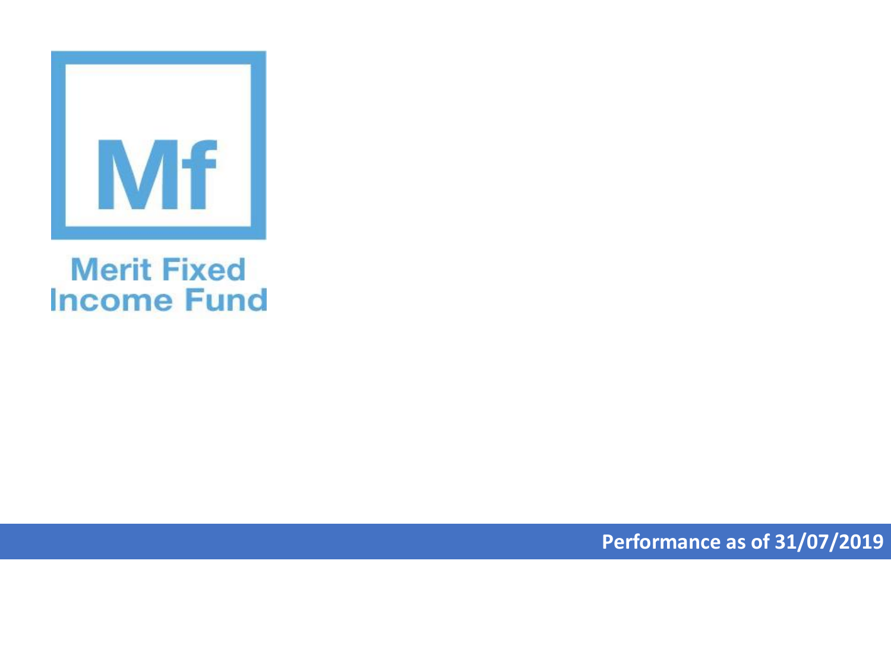Mf

# Merit Fixed Income Fund

**Performance as of 31/07/2019**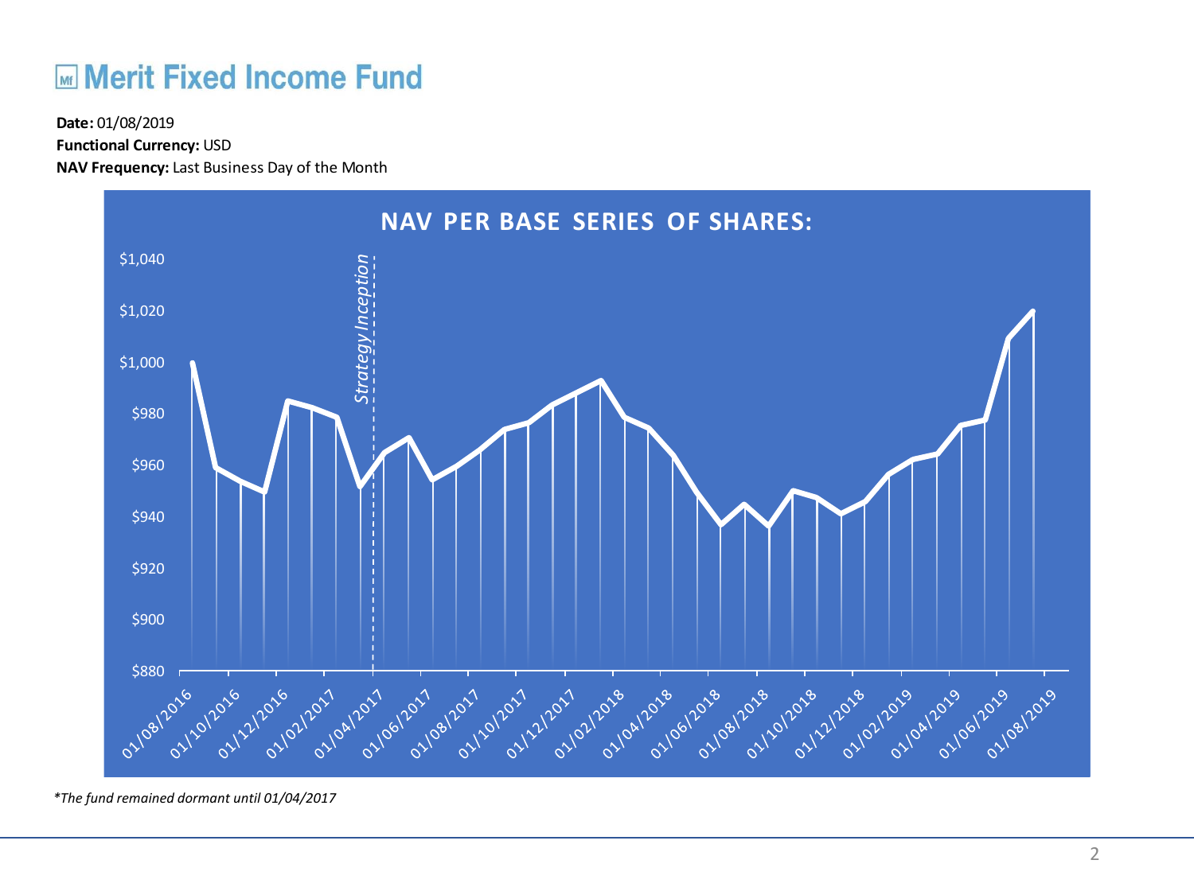# Merit Fixed Income Fund

**Date:** 01/08/2019
**Functional Currency:** USD
**NAV Frequency:** Last Business Day of the Month

**NAV PER BASE SERIES OF SHARES:**

$1,040
$1,020
$1,000
$980
$960
$940
$920
$900
$880

*Strategy Inception*

01/08/2016 01/10/2016 01/12/2016 01/02/2017 01/04/2017 01/06/2017 01/08/2017 01/10/2017 01/12/2017 01/02/2018 01/04/2018 01/06/2018 01/08/2018 01/10/2018 01/12/2018 01/02/2019 01/04/2019 01/06/2019 01/08/2019

*\*The fund remained dormant until 01/04/2017*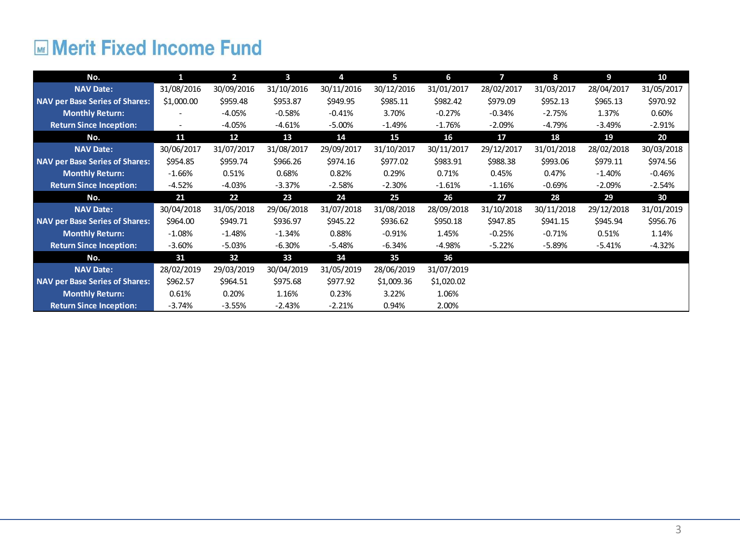# Merit Fixed Income Fund

| No. | 1 | 2 | 3 | 4 | 5 | 6 | 7 | 8 | 9 | 10 |
|---|---|---|---|---|---|---|---|---|---|---|
| NAV Date: | 31/08/2016 | 30/09/2016 | 31/10/2016 | 30/11/2016 | 30/12/2016 | 31/01/2017 | 28/02/2017 | 31/03/2017 | 28/04/2017 | 31/05/2017 |
| NAV per Base Series of Shares: | $1,000.00 | $959.48 | $953.87 | $949.95 | $985.11 | $982.42 | $979.09 | $952.13 | $965.13 | $970.92 |
| Monthly Return: | - | -4.05% | -0.58% | -0.41% | 3.70% | -0.27% | -0.34% | -2.75% | 1.37% | 0.60% |
| Return Since Inception: | - | -4.05% | -4.61% | -5.00% | -1.49% | -1.76% | -2.09% | -4.79% | -3.49% | -2.91% |
| **No.** | **11** | **12** | **13** | **14** | **15** | **16** | **17** | **18** | **19** | **20** |
| NAV Date: | 30/06/2017 | 31/07/2017 | 31/08/2017 | 29/09/2017 | 31/10/2017 | 30/11/2017 | 29/12/2017 | 31/01/2018 | 28/02/2018 | 30/03/2018 |
| NAV per Base Series of Shares: | $954.85 | $959.74 | $966.26 | $974.16 | $977.02 | $983.91 | $988.38 | $993.06 | $979.11 | $974.56 |
| Monthly Return: | -1.66% | 0.51% | 0.68% | 0.82% | 0.29% | 0.71% | 0.45% | 0.47% | -1.40% | -0.46% |
| Return Since Inception: | -4.52% | -4.03% | -3.37% | -2.58% | -2.30% | -1.61% | -1.16% | -0.69% | -2.09% | -2.54% |
| **No.** | **21** | **22** | **23** | **24** | **25** | **26** | **27** | **28** | **29** | **30** |
| NAV Date: | 30/04/2018 | 31/05/2018 | 29/06/2018 | 31/07/2018 | 31/08/2018 | 28/09/2018 | 31/10/2018 | 30/11/2018 | 29/12/2018 | 31/01/2019 |
| NAV per Base Series of Shares: | $964.00 | $949.71 | $936.97 | $945.22 | $936.62 | $950.18 | $947.85 | $941.15 | $945.94 | $956.76 |
| Monthly Return: | -1.08% | -1.48% | -1.34% | 0.88% | -0.91% | 1.45% | -0.25% | -0.71% | 0.51% | 1.14% |
| Return Since Inception: | -3.60% | -5.03% | -6.30% | -5.48% | -6.34% | -4.98% | -5.22% | -5.89% | -5.41% | -4.32% |
| **No.** | **31** | **32** | **33** | **34** | **35** | **36** | | | | |
| NAV Date: | 28/02/2019 | 29/03/2019 | 30/04/2019 | 31/05/2019 | 28/06/2019 | 31/07/2019 | | | | |
| NAV per Base Series of Shares: | $962.57 | $964.51 | $975.68 | $977.92 | $1,009.36 | $1,020.02 | | | | |
| Monthly Return: | 0.61% | 0.20% | 1.16% | 0.23% | 3.22% | 1.06% | | | | |
| Return Since Inception: | -3.74% | -3.55% | -2.43% | -2.21% | 0.94% | 2.00% | | | | |